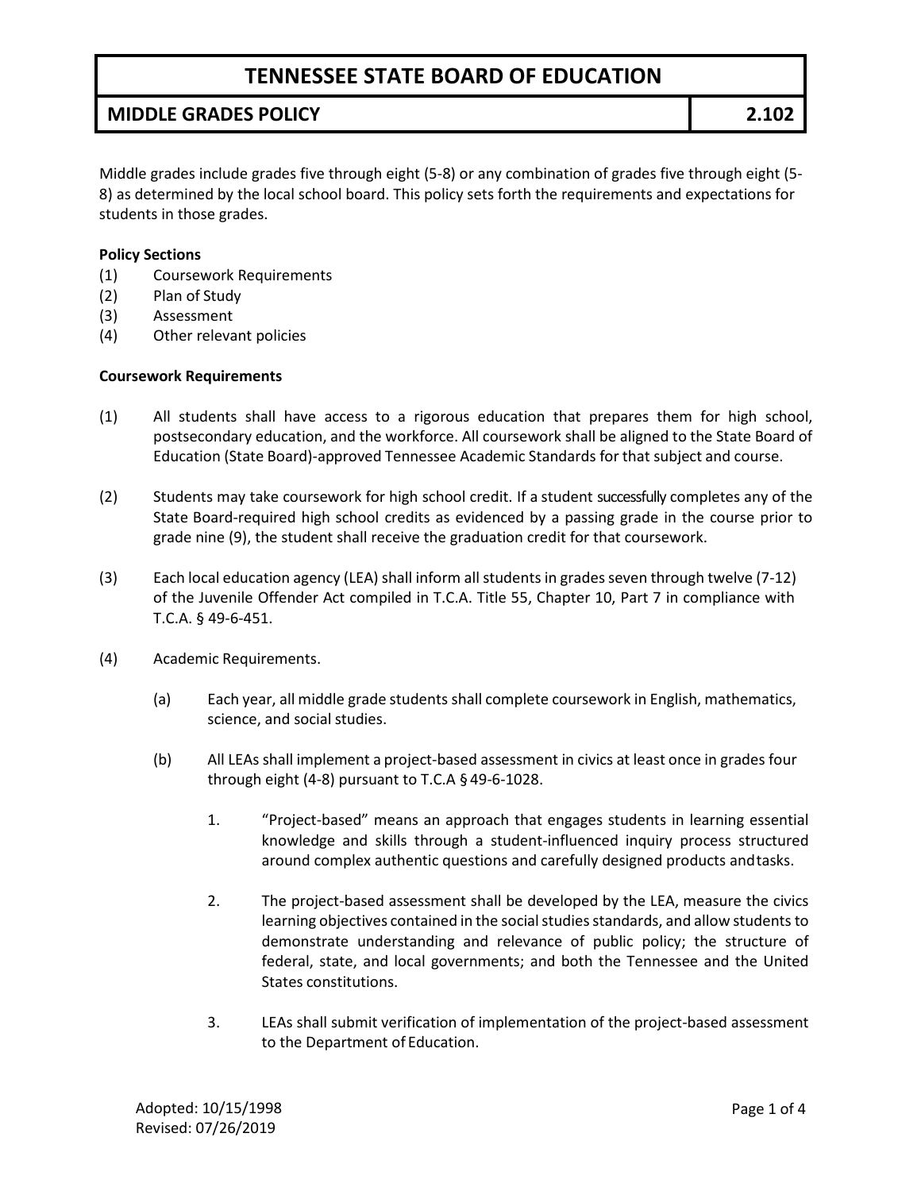# TENNESSEE STATE BOARD OF EDUCATION

## MIDDLE GRADES POLICY — 2.102

Middle grades include grades five through eight (5-8) or any combination of grades five through eight (5-8) as determined by the local school board. This policy sets forth the requirements and expectations for students in those grades.

**Policy Sections**

(1) Coursework Requirements
(2) Plan of Study
(3) Assessment
(4) Other relevant policies

**Coursework Requirements**

(1) All students shall have access to a rigorous education that prepares them for high school, postsecondary education, and the workforce. All coursework shall be aligned to the State Board of Education (State Board)-approved Tennessee Academic Standards for that subject and course.

(2) Students may take coursework for high school credit. If a student successfully completes any of the State Board-required high school credits as evidenced by a passing grade in the course prior to grade nine (9), the student shall receive the graduation credit for that coursework.

(3) Each local education agency (LEA) shall inform all students in grades seven through twelve (7-12) of the Juvenile Offender Act compiled in T.C.A. Title 55, Chapter 10, Part 7 in compliance with T.C.A. § 49-6-451.

(4) Academic Requirements.

  (a) Each year, all middle grade students shall complete coursework in English, mathematics, science, and social studies.

  (b) All LEAs shall implement a project-based assessment in civics at least once in grades four through eight (4-8) pursuant to T.C.A § 49-6-1028.

    1. "Project-based" means an approach that engages students in learning essential knowledge and skills through a student-influenced inquiry process structured around complex authentic questions and carefully designed products and tasks.

    2. The project-based assessment shall be developed by the LEA, measure the civics learning objectives contained in the social studies standards, and allow students to demonstrate understanding and relevance of public policy; the structure of federal, state, and local governments; and both the Tennessee and the United States constitutions.

    3. LEAs shall submit verification of implementation of the project-based assessment to the Department of Education.

Adopted: 10/15/1998
Revised: 07/26/2019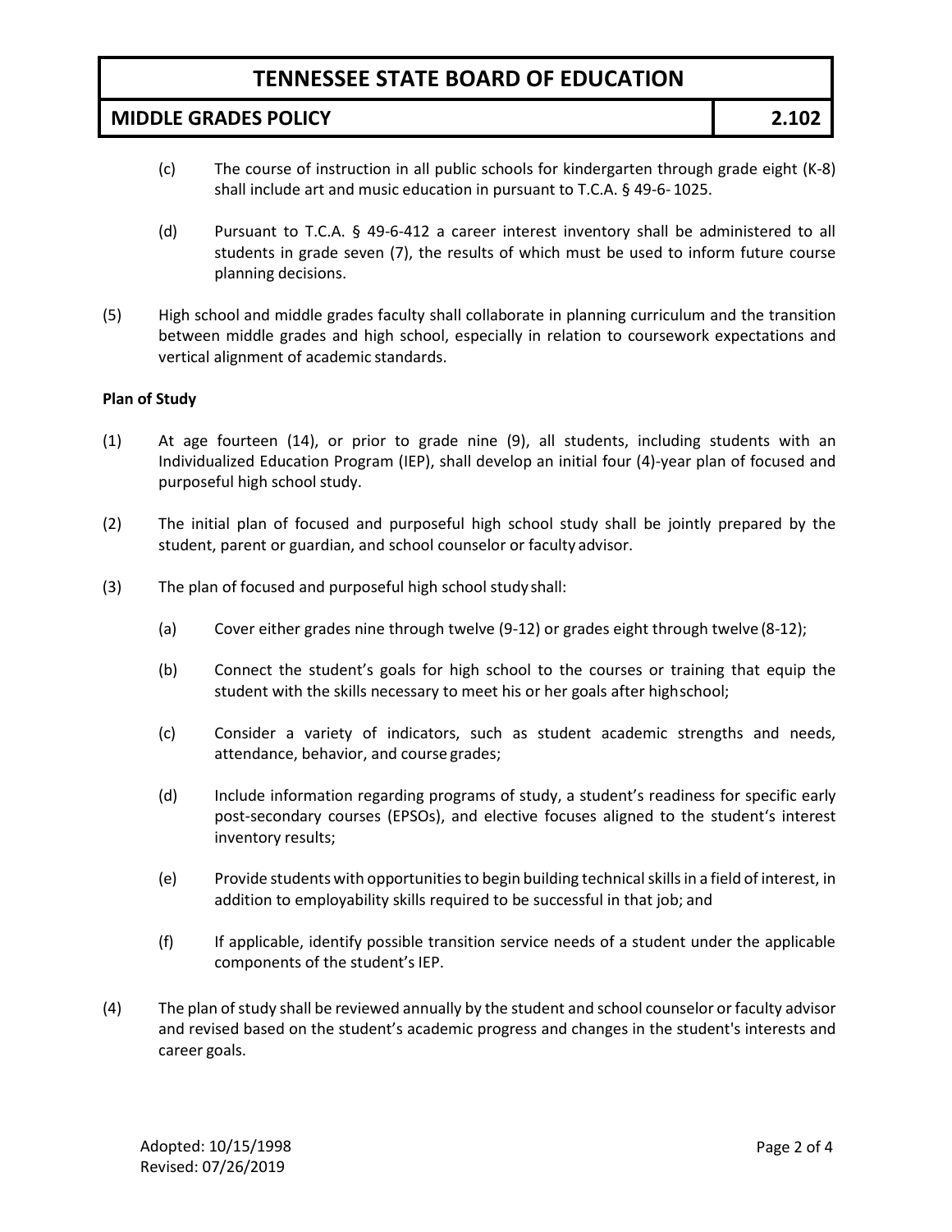(c) The course of instruction in all public schools for kindergarten through grade eight (K-8) shall include art and music education in pursuant to T.C.A. § 49-6- 1025.

(d) Pursuant to T.C.A. § 49-6-412 a career interest inventory shall be administered to all students in grade seven (7), the results of which must be used to inform future course planning decisions.

(5) High school and middle grades faculty shall collaborate in planning curriculum and the transition between middle grades and high school, especially in relation to coursework expectations and vertical alignment of academic standards.

**Plan of Study**

(1) At age fourteen (14), or prior to grade nine (9), all students, including students with an Individualized Education Program (IEP), shall develop an initial four (4)-year plan of focused and purposeful high school study.

(2) The initial plan of focused and purposeful high school study shall be jointly prepared by the student, parent or guardian, and school counselor or faculty advisor.

(3) The plan of focused and purposeful high school study shall:

(a) Cover either grades nine through twelve (9-12) or grades eight through twelve (8-12);

(b) Connect the student's goals for high school to the courses or training that equip the student with the skills necessary to meet his or her goals after high school;

(c) Consider a variety of indicators, such as student academic strengths and needs, attendance, behavior, and course grades;

(d) Include information regarding programs of study, a student's readiness for specific early post-secondary courses (EPSOs), and elective focuses aligned to the student's interest inventory results;

(e) Provide students with opportunities to begin building technical skills in a field of interest, in addition to employability skills required to be successful in that job; and

(f) If applicable, identify possible transition service needs of a student under the applicable components of the student's IEP.

(4) The plan of study shall be reviewed annually by the student and school counselor or faculty advisor and revised based on the student's academic progress and changes in the student's interests and career goals.

Adopted: 10/15/1998
Revised: 07/26/2019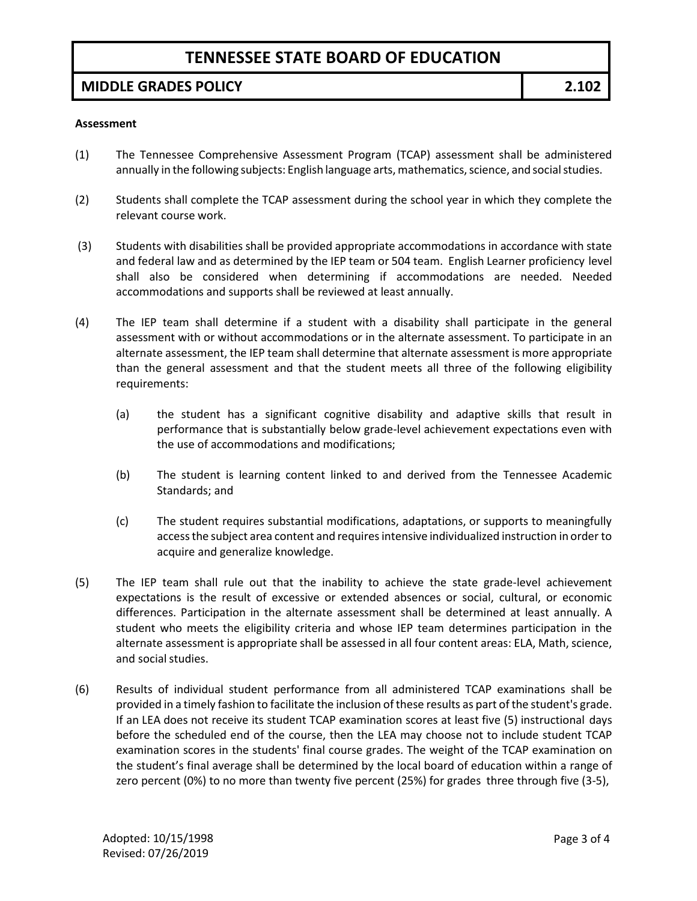**Assessment**

(1) The Tennessee Comprehensive Assessment Program (TCAP) assessment shall be administered annually in the following subjects: English language arts, mathematics, science, and social studies.

(2) Students shall complete the TCAP assessment during the school year in which they complete the relevant course work.

(3) Students with disabilities shall be provided appropriate accommodations in accordance with state and federal law and as determined by the IEP team or 504 team. English Learner proficiency level shall also be considered when determining if accommodations are needed. Needed accommodations and supports shall be reviewed at least annually.

(4) The IEP team shall determine if a student with a disability shall participate in the general assessment with or without accommodations or in the alternate assessment. To participate in an alternate assessment, the IEP team shall determine that alternate assessment is more appropriate than the general assessment and that the student meets all three of the following eligibility requirements:

  (a) the student has a significant cognitive disability and adaptive skills that result in performance that is substantially below grade-level achievement expectations even with the use of accommodations and modifications;

  (b) The student is learning content linked to and derived from the Tennessee Academic Standards; and

  (c) The student requires substantial modifications, adaptations, or supports to meaningfully access the subject area content and requires intensive individualized instruction in order to acquire and generalize knowledge.

(5) The IEP team shall rule out that the inability to achieve the state grade-level achievement expectations is the result of excessive or extended absences or social, cultural, or economic differences. Participation in the alternate assessment shall be determined at least annually. A student who meets the eligibility criteria and whose IEP team determines participation in the alternate assessment is appropriate shall be assessed in all four content areas: ELA, Math, science, and social studies.

(6) Results of individual student performance from all administered TCAP examinations shall be provided in a timely fashion to facilitate the inclusion of these results as part of the student's grade. If an LEA does not receive its student TCAP examination scores at least five (5) instructional days before the scheduled end of the course, then the LEA may choose not to include student TCAP examination scores in the students' final course grades. The weight of the TCAP examination on the student's final average shall be determined by the local board of education within a range of zero percent (0%) to no more than twenty five percent (25%) for grades three through five (3-5),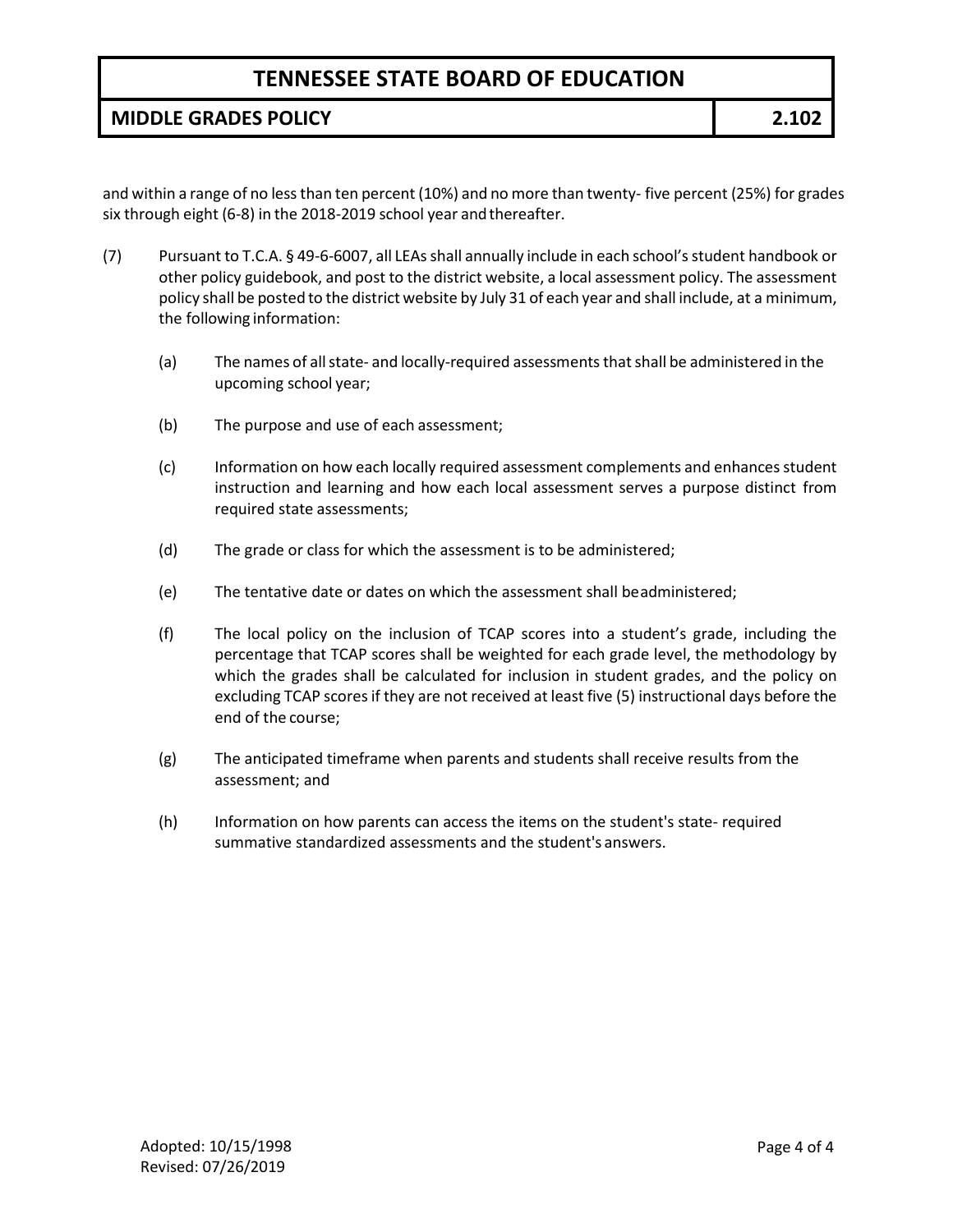and within a range of no less than ten percent (10%) and no more than twenty- five percent (25%) for grades six through eight (6-8) in the 2018-2019 school year and thereafter.

(7) Pursuant to T.C.A. § 49-6-6007, all LEAs shall annually include in each school's student handbook or other policy guidebook, and post to the district website, a local assessment policy. The assessment policy shall be posted to the district website by July 31 of each year and shall include, at a minimum, the following information:

(a) The names of all state- and locally-required assessments that shall be administered in the upcoming school year;

(b) The purpose and use of each assessment;

(c) Information on how each locally required assessment complements and enhances student instruction and learning and how each local assessment serves a purpose distinct from required state assessments;

(d) The grade or class for which the assessment is to be administered;

(e) The tentative date or dates on which the assessment shall be administered;

(f) The local policy on the inclusion of TCAP scores into a student's grade, including the percentage that TCAP scores shall be weighted for each grade level, the methodology by which the grades shall be calculated for inclusion in student grades, and the policy on excluding TCAP scores if they are not received at least five (5) instructional days before the end of the course;

(g) The anticipated timeframe when parents and students shall receive results from the assessment; and

(h) Information on how parents can access the items on the student's state- required summative standardized assessments and the student's answers.

Adopted: 10/15/1998
Revised: 07/26/2019